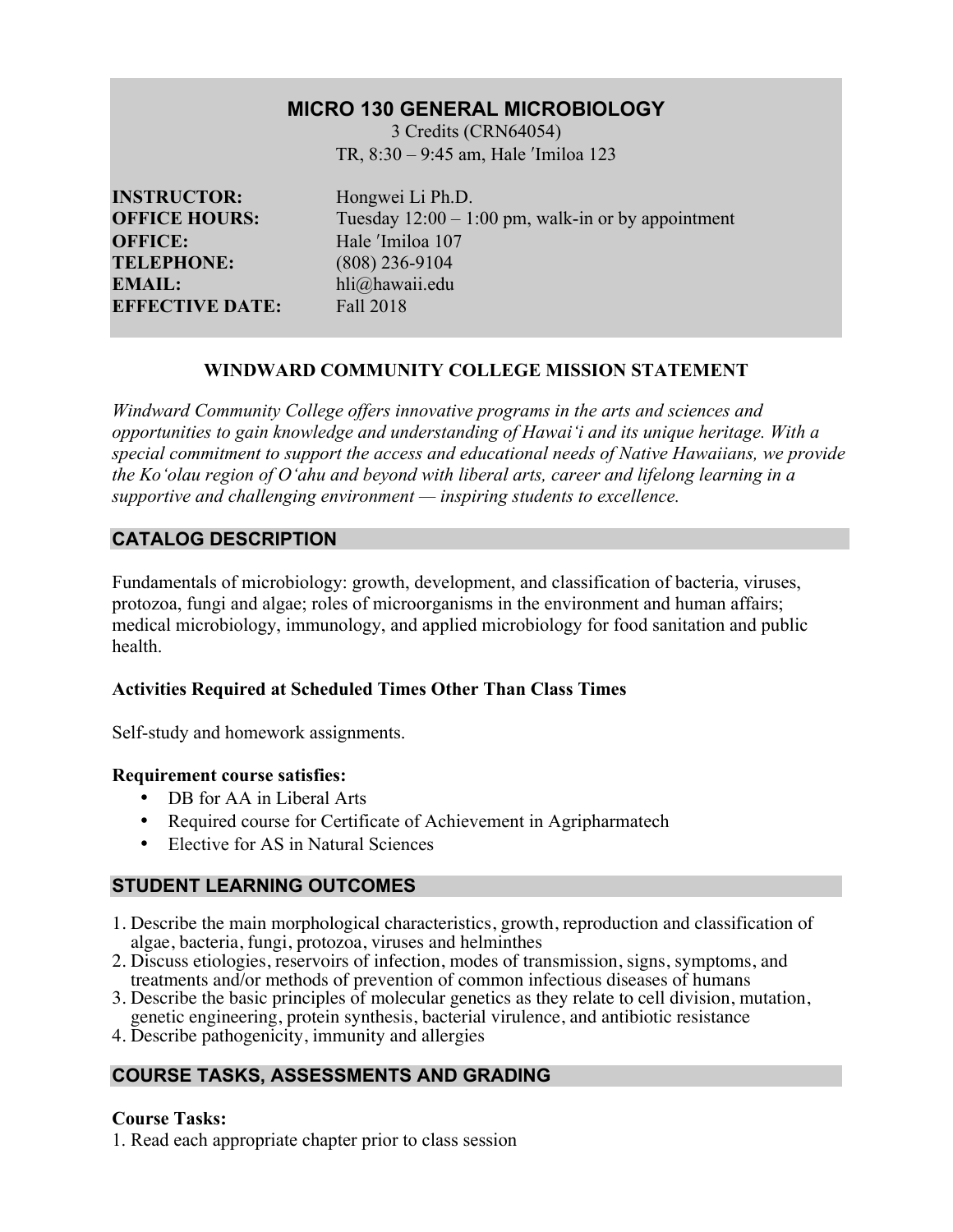# MICRO 130 GENERAL MICROBIOLOGY

3 Credits (CRN64054)
TR, 8:30 – 9:45 am, Hale ʻImiloa 123

**INSTRUCTOR:** Hongwei Li Ph.D.
**OFFICE HOURS:** Tuesday 12:00 – 1:00 pm, walk-in or by appointment
**OFFICE:** Hale ʻImiloa 107
**TELEPHONE:** (808) 236-9104
**EMAIL:** hli@hawaii.edu
**EFFECTIVE DATE:** Fall 2018

## WINDWARD COMMUNITY COLLEGE MISSION STATEMENT

*Windward Community College offers innovative programs in the arts and sciences and opportunities to gain knowledge and understanding of Hawaiʻi and its unique heritage. With a special commitment to support the access and educational needs of Native Hawaiians, we provide the Koʻolau region of Oʻahu and beyond with liberal arts, career and lifelong learning in a supportive and challenging environment — inspiring students to excellence.*

## CATALOG DESCRIPTION

Fundamentals of microbiology: growth, development, and classification of bacteria, viruses, protozoa, fungi and algae; roles of microorganisms in the environment and human affairs; medical microbiology, immunology, and applied microbiology for food sanitation and public health.

### Activities Required at Scheduled Times Other Than Class Times

Self-study and homework assignments.

### Requirement course satisfies:

- DB for AA in Liberal Arts
- Required course for Certificate of Achievement in Agripharmatech
- Elective for AS in Natural Sciences

## STUDENT LEARNING OUTCOMES

1. Describe the main morphological characteristics, growth, reproduction and classification of algae, bacteria, fungi, protozoa, viruses and helminthes
2. Discuss etiologies, reservoirs of infection, modes of transmission, signs, symptoms, and treatments and/or methods of prevention of common infectious diseases of humans
3. Describe the basic principles of molecular genetics as they relate to cell division, mutation, genetic engineering, protein synthesis, bacterial virulence, and antibiotic resistance
4. Describe pathogenicity, immunity and allergies

## COURSE TASKS, ASSESSMENTS AND GRADING

### Course Tasks:

1. Read each appropriate chapter prior to class session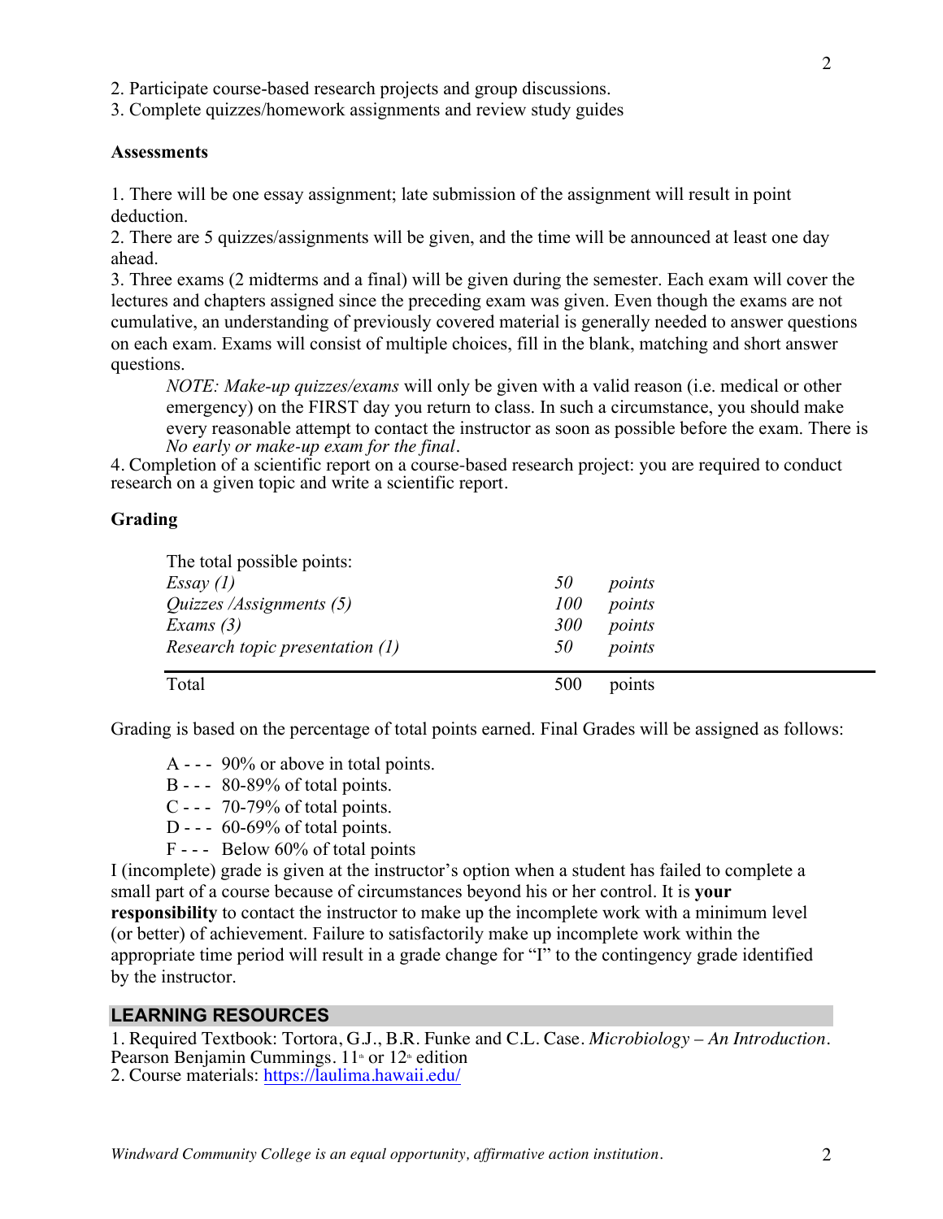2. Participate course-based research projects and group discussions.
3. Complete quizzes/homework assignments and review study guides

**Assessments**

1. There will be one essay assignment; late submission of the assignment will result in point deduction.
2. There are 5 quizzes/assignments will be given, and the time will be announced at least one day ahead.
3. Three exams (2 midterms and a final) will be given during the semester. Each exam will cover the lectures and chapters assigned since the preceding exam was given. Even though the exams are not cumulative, an understanding of previously covered material is generally needed to answer questions on each exam. Exams will consist of multiple choices, fill in the blank, matching and short answer questions.

   *NOTE: Make-up quizzes/exams* will only be given with a valid reason (i.e. medical or other emergency) on the FIRST day you return to class. In such a circumstance, you should make every reasonable attempt to contact the instructor as soon as possible before the exam. There is *No early or make-up exam for the final*.

4. Completion of a scientific report on a course-based research project: you are required to conduct research on a given topic and write a scientific report.

**Grading**

| The total possible points: | | |
|---|---|---|
| *Essay (1)* | *50* | *points* |
| *Quizzes /Assignments (5)* | *100* | *points* |
| *Exams (3)* | *300* | *points* |
| *Research topic presentation (1)* | *50* | *points* |
| Total | 500 | points |

Grading is based on the percentage of total points earned. Final Grades will be assigned as follows:

- A - - - 90% or above in total points.
- B - - - 80-89% of total points.
- C - - - 70-79% of total points.
- D - - - 60-69% of total points.
- F - - - Below 60% of total points

I (incomplete) grade is given at the instructor's option when a student has failed to complete a small part of a course because of circumstances beyond his or her control. It is **your responsibility** to contact the instructor to make up the incomplete work with a minimum level (or better) of achievement. Failure to satisfactorily make up incomplete work within the appropriate time period will result in a grade change for "I" to the contingency grade identified by the instructor.

## LEARNING RESOURCES

1. Required Textbook: Tortora, G.J., B.R. Funke and C.L. Case. *Microbiology – An Introduction*. Pearson Benjamin Cummings. 11th or 12th edition
2. Course materials: https://laulima.hawaii.edu/

*Windward Community College is an equal opportunity, affirmative action institution.*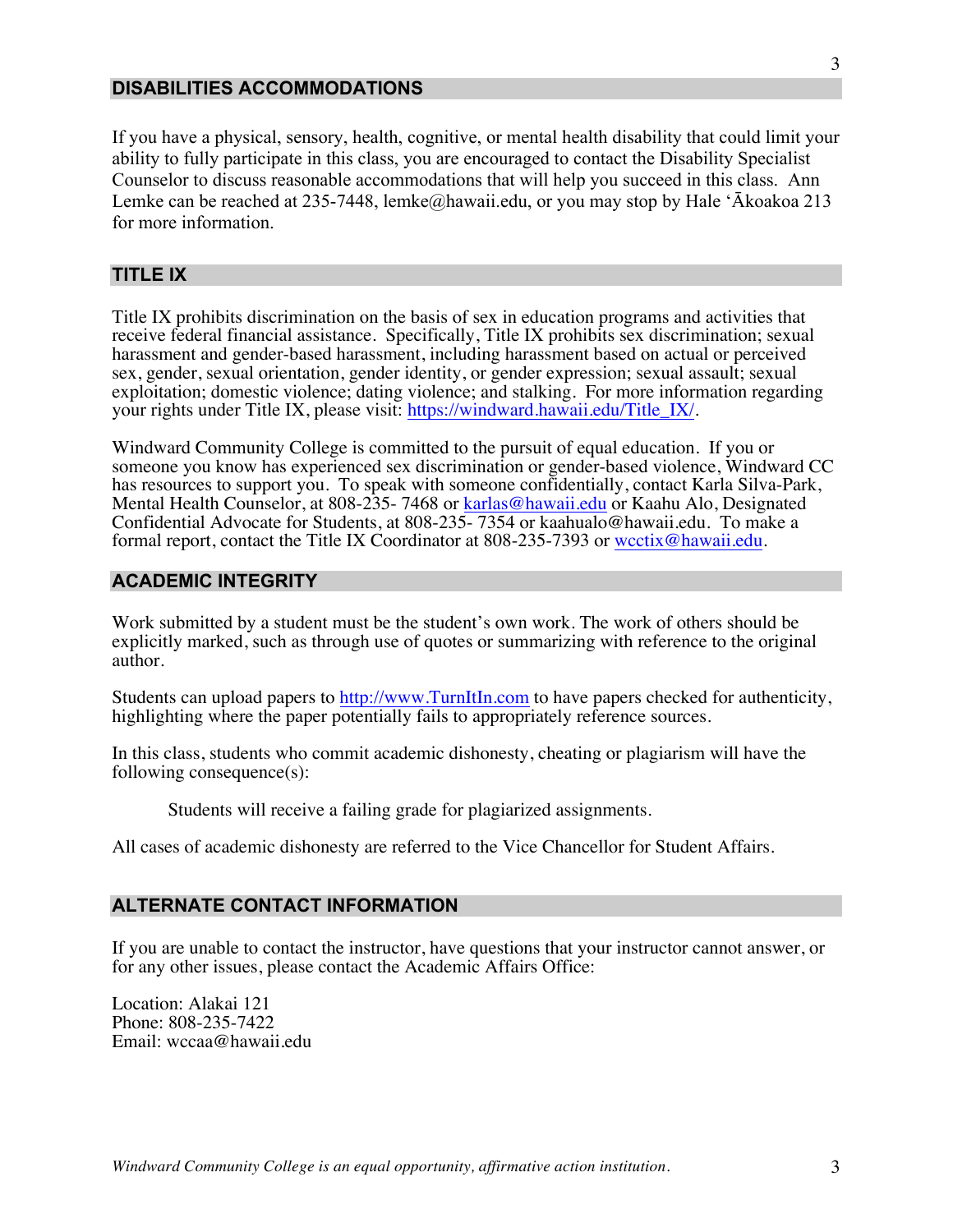## DISABILITIES ACCOMMODATIONS

If you have a physical, sensory, health, cognitive, or mental health disability that could limit your ability to fully participate in this class, you are encouraged to contact the Disability Specialist Counselor to discuss reasonable accommodations that will help you succeed in this class. Ann Lemke can be reached at 235-7448, lemke@hawaii.edu, or you may stop by Hale ʻĀkoakoa 213 for more information.

## TITLE IX

Title IX prohibits discrimination on the basis of sex in education programs and activities that receive federal financial assistance. Specifically, Title IX prohibits sex discrimination; sexual harassment and gender-based harassment, including harassment based on actual or perceived sex, gender, sexual orientation, gender identity, or gender expression; sexual assault; sexual exploitation; domestic violence; dating violence; and stalking. For more information regarding your rights under Title IX, please visit: https://windward.hawaii.edu/Title_IX/.

Windward Community College is committed to the pursuit of equal education. If you or someone you know has experienced sex discrimination or gender-based violence, Windward CC has resources to support you. To speak with someone confidentially, contact Karla Silva-Park, Mental Health Counselor, at 808-235- 7468 or karlas@hawaii.edu or Kaahu Alo, Designated Confidential Advocate for Students, at 808-235- 7354 or kaahualo@hawaii.edu. To make a formal report, contact the Title IX Coordinator at 808-235-7393 or wcctix@hawaii.edu.

## ACADEMIC INTEGRITY

Work submitted by a student must be the student's own work. The work of others should be explicitly marked, such as through use of quotes or summarizing with reference to the original author.

Students can upload papers to http://www.TurnItIn.com to have papers checked for authenticity, highlighting where the paper potentially fails to appropriately reference sources.

In this class, students who commit academic dishonesty, cheating or plagiarism will have the following consequence(s):

> Students will receive a failing grade for plagiarized assignments.

All cases of academic dishonesty are referred to the Vice Chancellor for Student Affairs.

## ALTERNATE CONTACT INFORMATION

If you are unable to contact the instructor, have questions that your instructor cannot answer, or for any other issues, please contact the Academic Affairs Office:

Location: Alakai 121
Phone: 808-235-7422
Email: wccaa@hawaii.edu

*Windward Community College is an equal opportunity, affirmative action institution.*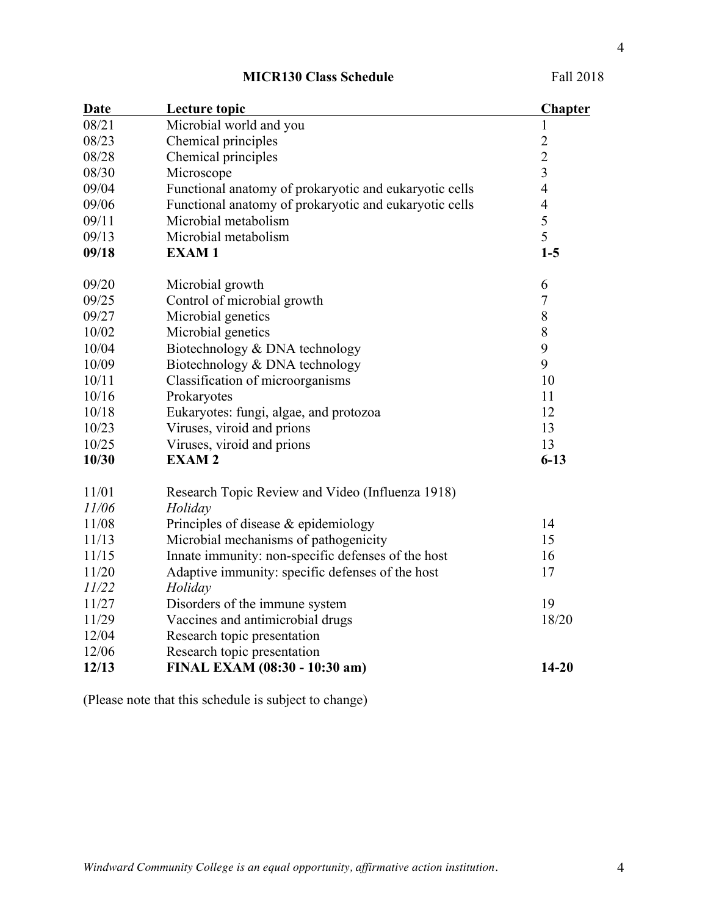**MICR130 Class Schedule** Fall 2018

| Date | Lecture topic | Chapter |
|---|---|---|
| 08/21 | Microbial world and you | 1 |
| 08/23 | Chemical principles | 2 |
| 08/28 | Chemical principles | 2 |
| 08/30 | Microscope | 3 |
| 09/04 | Functional anatomy of prokaryotic and eukaryotic cells | 4 |
| 09/06 | Functional anatomy of prokaryotic and eukaryotic cells | 4 |
| 09/11 | Microbial metabolism | 5 |
| 09/13 | Microbial metabolism | 5 |
| **09/18** | **EXAM 1** | **1-5** |
| 09/20 | Microbial growth | 6 |
| 09/25 | Control of microbial growth | 7 |
| 09/27 | Microbial genetics | 8 |
| 10/02 | Microbial genetics | 8 |
| 10/04 | Biotechnology & DNA technology | 9 |
| 10/09 | Biotechnology & DNA technology | 9 |
| 10/11 | Classification of microorganisms | 10 |
| 10/16 | Prokaryotes | 11 |
| 10/18 | Eukaryotes: fungi, algae, and protozoa | 12 |
| 10/23 | Viruses, viroid and prions | 13 |
| 10/25 | Viruses, viroid and prions | 13 |
| **10/30** | **EXAM 2** | **6-13** |
| 11/01 | Research Topic Review and Video (Influenza 1918) | |
| *11/06* | *Holiday* | |
| 11/08 | Principles of disease & epidemiology | 14 |
| 11/13 | Microbial mechanisms of pathogenicity | 15 |
| 11/15 | Innate immunity: non-specific defenses of the host | 16 |
| 11/20 | Adaptive immunity: specific defenses of the host | 17 |
| *11/22* | *Holiday* | |
| 11/27 | Disorders of the immune system | 19 |
| 11/29 | Vaccines and antimicrobial drugs | 18/20 |
| 12/04 | Research topic presentation | |
| 12/06 | Research topic presentation | |
| **12/13** | **FINAL EXAM (08:30 - 10:30 am)** | **14-20** |

(Please note that this schedule is subject to change)

*Windward Community College is an equal opportunity, affirmative action institution.*